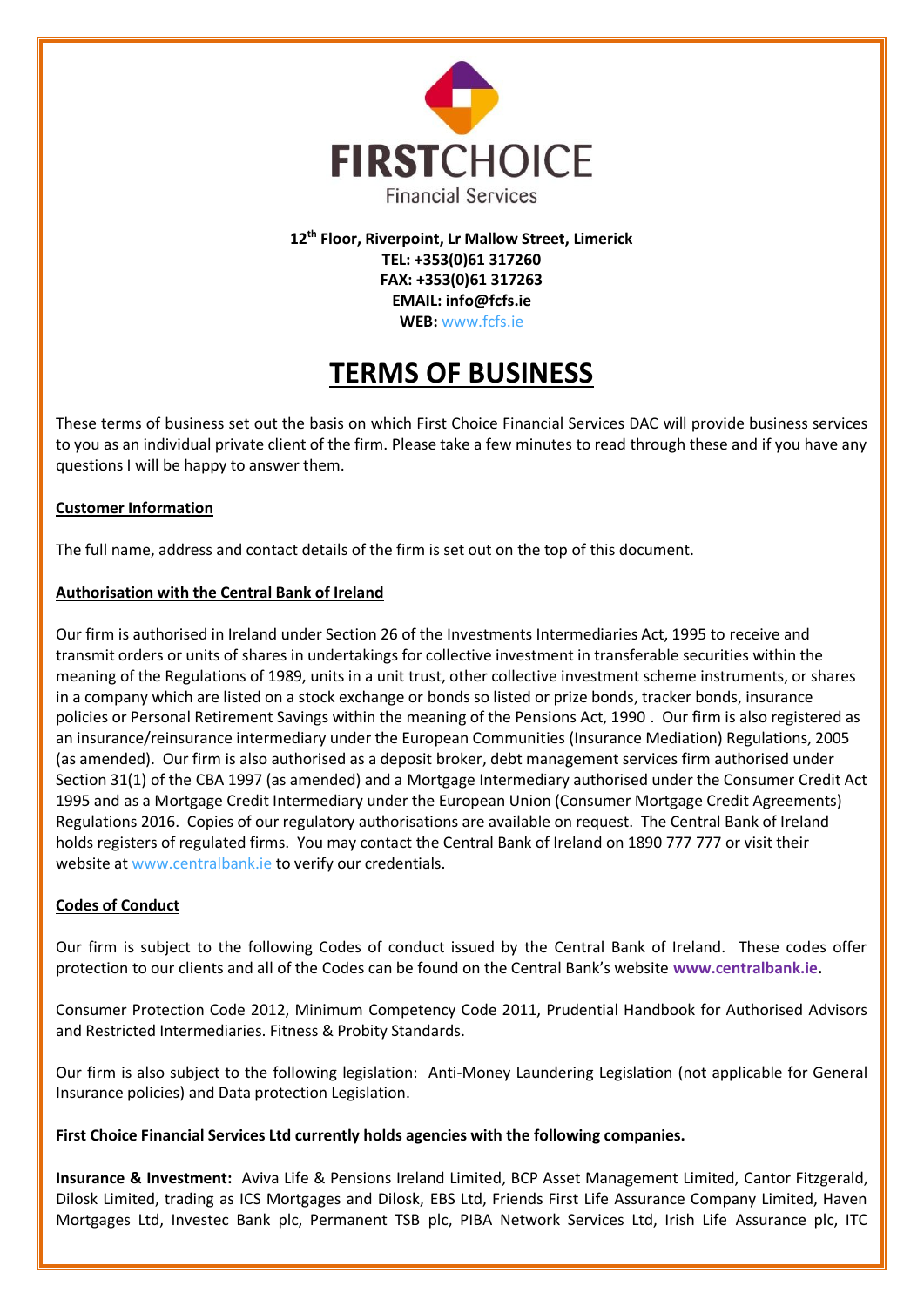**FIRSTCHOICE**
Financial Services

**12th Floor, Riverpoint, Lr Mallow Street, Limerick**
**TEL: +353(0)61 317260**
**FAX: +353(0)61 317263**
**EMAIL: info@fcfs.ie**
**WEB:** www.fcfs.ie

# TERMS OF BUSINESS

These terms of business set out the basis on which First Choice Financial Services DAC will provide business services to you as an individual private client of the firm. Please take a few minutes to read through these and if you have any questions I will be happy to answer them.

## Customer Information

The full name, address and contact details of the firm is set out on the top of this document.

## Authorisation with the Central Bank of Ireland

Our firm is authorised in Ireland under Section 26 of the Investments Intermediaries Act, 1995 to receive and transmit orders or units of shares in undertakings for collective investment in transferable securities within the meaning of the Regulations of 1989, units in a unit trust, other collective investment scheme instruments, or shares in a company which are listed on a stock exchange or bonds so listed or prize bonds, tracker bonds, insurance policies or Personal Retirement Savings within the meaning of the Pensions Act, 1990 . Our firm is also registered as an insurance/reinsurance intermediary under the European Communities (Insurance Mediation) Regulations, 2005 (as amended). Our firm is also authorised as a deposit broker, debt management services firm authorised under Section 31(1) of the CBA 1997 (as amended) and a Mortgage Intermediary authorised under the Consumer Credit Act 1995 and as a Mortgage Credit Intermediary under the European Union (Consumer Mortgage Credit Agreements) Regulations 2016. Copies of our regulatory authorisations are available on request. The Central Bank of Ireland holds registers of regulated firms. You may contact the Central Bank of Ireland on 1890 777 777 or visit their website at www.centralbank.ie to verify our credentials.

## Codes of Conduct

Our firm is subject to the following Codes of conduct issued by the Central Bank of Ireland. These codes offer protection to our clients and all of the Codes can be found on the Central Bank's website **www.centralbank.ie.**

Consumer Protection Code 2012, Minimum Competency Code 2011, Prudential Handbook for Authorised Advisors and Restricted Intermediaries. Fitness & Probity Standards.

Our firm is also subject to the following legislation: Anti-Money Laundering Legislation (not applicable for General Insurance policies) and Data protection Legislation.

**First Choice Financial Services Ltd currently holds agencies with the following companies.**

**Insurance & Investment:** Aviva Life & Pensions Ireland Limited, BCP Asset Management Limited, Cantor Fitzgerald, Dilosk Limited, trading as ICS Mortgages and Dilosk, EBS Ltd, Friends First Life Assurance Company Limited, Haven Mortgages Ltd, Investec Bank plc, Permanent TSB plc, PIBA Network Services Ltd, Irish Life Assurance plc, ITC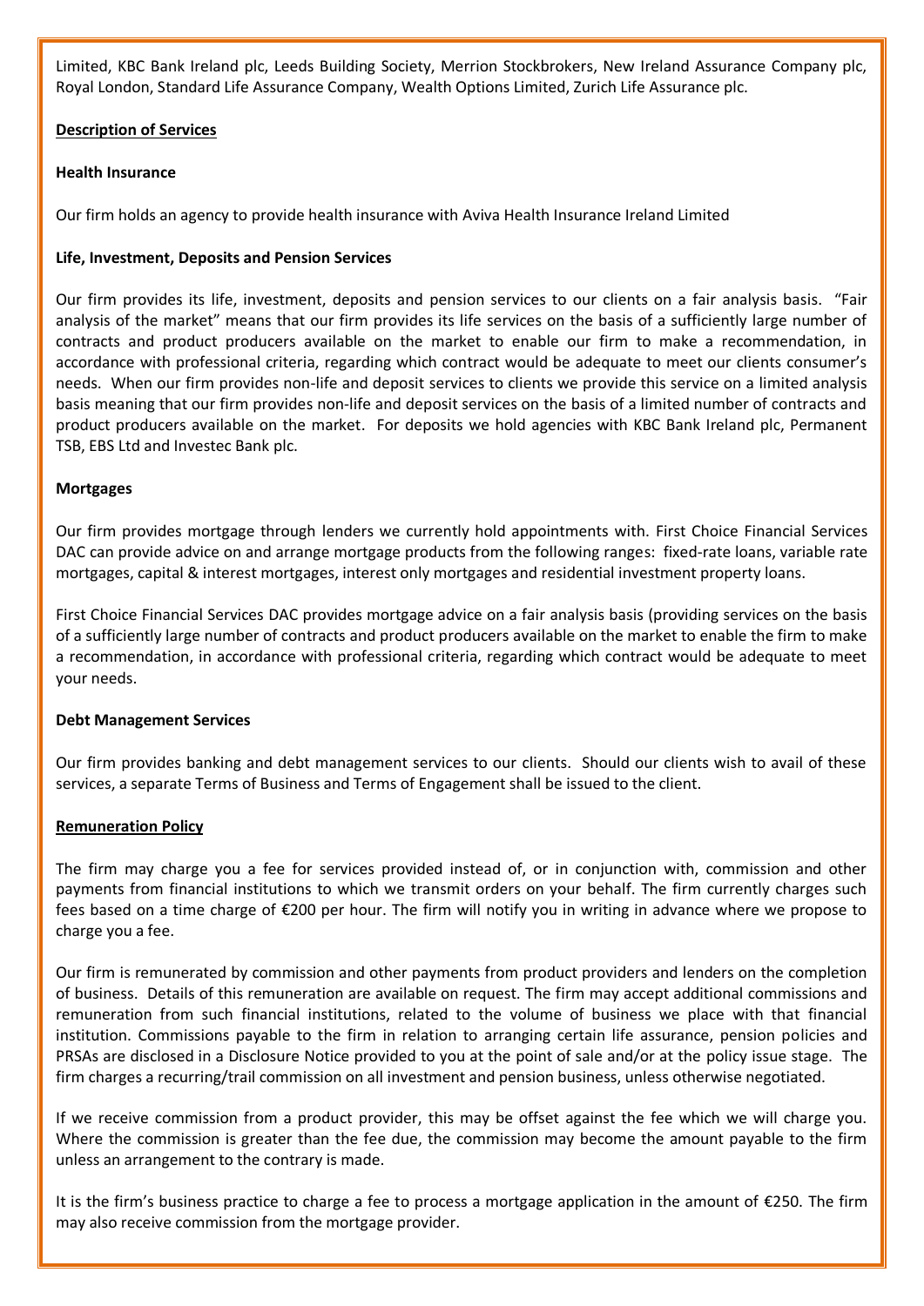Limited, KBC Bank Ireland plc, Leeds Building Society, Merrion Stockbrokers, New Ireland Assurance Company plc, Royal London, Standard Life Assurance Company, Wealth Options Limited, Zurich Life Assurance plc.

## Description of Services

### Health Insurance

Our firm holds an agency to provide health insurance with Aviva Health Insurance Ireland Limited

### Life, Investment, Deposits and Pension Services

Our firm provides its life, investment, deposits and pension services to our clients on a fair analysis basis. "Fair analysis of the market" means that our firm provides its life services on the basis of a sufficiently large number of contracts and product producers available on the market to enable our firm to make a recommendation, in accordance with professional criteria, regarding which contract would be adequate to meet our clients consumer's needs. When our firm provides non-life and deposit services to clients we provide this service on a limited analysis basis meaning that our firm provides non-life and deposit services on the basis of a limited number of contracts and product producers available on the market. For deposits we hold agencies with KBC Bank Ireland plc, Permanent TSB, EBS Ltd and Investec Bank plc.

### Mortgages

Our firm provides mortgage through lenders we currently hold appointments with. First Choice Financial Services DAC can provide advice on and arrange mortgage products from the following ranges: fixed-rate loans, variable rate mortgages, capital & interest mortgages, interest only mortgages and residential investment property loans.

First Choice Financial Services DAC provides mortgage advice on a fair analysis basis (providing services on the basis of a sufficiently large number of contracts and product producers available on the market to enable the firm to make a recommendation, in accordance with professional criteria, regarding which contract would be adequate to meet your needs.

### Debt Management Services

Our firm provides banking and debt management services to our clients. Should our clients wish to avail of these services, a separate Terms of Business and Terms of Engagement shall be issued to the client.

## Remuneration Policy

The firm may charge you a fee for services provided instead of, or in conjunction with, commission and other payments from financial institutions to which we transmit orders on your behalf. The firm currently charges such fees based on a time charge of €200 per hour. The firm will notify you in writing in advance where we propose to charge you a fee.

Our firm is remunerated by commission and other payments from product providers and lenders on the completion of business. Details of this remuneration are available on request. The firm may accept additional commissions and remuneration from such financial institutions, related to the volume of business we place with that financial institution. Commissions payable to the firm in relation to arranging certain life assurance, pension policies and PRSAs are disclosed in a Disclosure Notice provided to you at the point of sale and/or at the policy issue stage. The firm charges a recurring/trail commission on all investment and pension business, unless otherwise negotiated.

If we receive commission from a product provider, this may be offset against the fee which we will charge you. Where the commission is greater than the fee due, the commission may become the amount payable to the firm unless an arrangement to the contrary is made.

It is the firm's business practice to charge a fee to process a mortgage application in the amount of €250. The firm may also receive commission from the mortgage provider.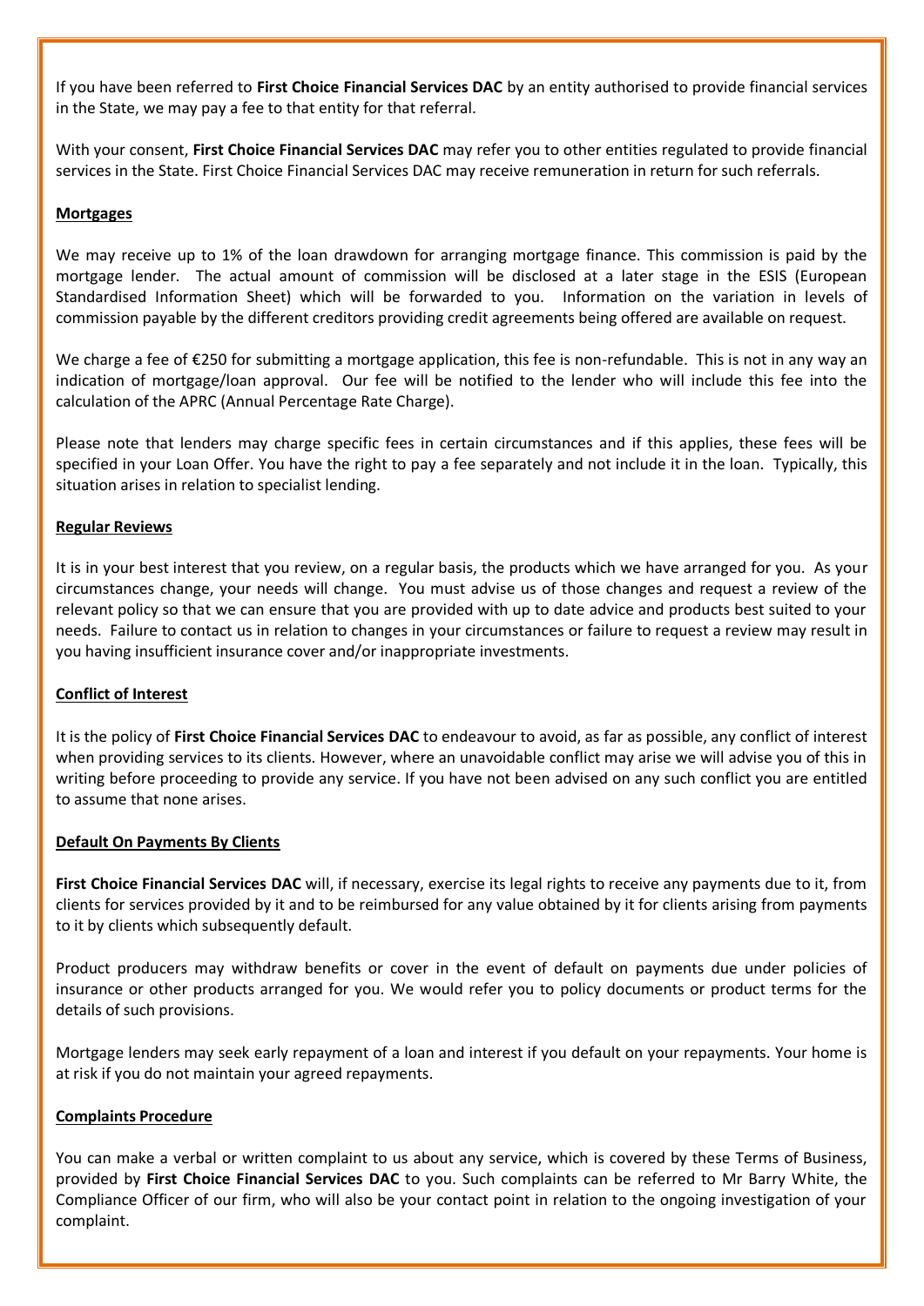If you have been referred to **First Choice Financial Services DAC** by an entity authorised to provide financial services in the State, we may pay a fee to that entity for that referral.

With your consent, **First Choice Financial Services DAC** may refer you to other entities regulated to provide financial services in the State. First Choice Financial Services DAC may receive remuneration in return for such referrals.

## Mortgages

We may receive up to 1% of the loan drawdown for arranging mortgage finance. This commission is paid by the mortgage lender. The actual amount of commission will be disclosed at a later stage in the ESIS (European Standardised Information Sheet) which will be forwarded to you. Information on the variation in levels of commission payable by the different creditors providing credit agreements being offered are available on request.

We charge a fee of €250 for submitting a mortgage application, this fee is non-refundable. This is not in any way an indication of mortgage/loan approval. Our fee will be notified to the lender who will include this fee into the calculation of the APRC (Annual Percentage Rate Charge).

Please note that lenders may charge specific fees in certain circumstances and if this applies, these fees will be specified in your Loan Offer. You have the right to pay a fee separately and not include it in the loan. Typically, this situation arises in relation to specialist lending.

## Regular Reviews

It is in your best interest that you review, on a regular basis, the products which we have arranged for you. As your circumstances change, your needs will change. You must advise us of those changes and request a review of the relevant policy so that we can ensure that you are provided with up to date advice and products best suited to your needs. Failure to contact us in relation to changes in your circumstances or failure to request a review may result in you having insufficient insurance cover and/or inappropriate investments.

## Conflict of Interest

It is the policy of **First Choice Financial Services DAC** to endeavour to avoid, as far as possible, any conflict of interest when providing services to its clients. However, where an unavoidable conflict may arise we will advise you of this in writing before proceeding to provide any service. If you have not been advised on any such conflict you are entitled to assume that none arises.

## Default On Payments By Clients

**First Choice Financial Services DAC** will, if necessary, exercise its legal rights to receive any payments due to it, from clients for services provided by it and to be reimbursed for any value obtained by it for clients arising from payments to it by clients which subsequently default.

Product producers may withdraw benefits or cover in the event of default on payments due under policies of insurance or other products arranged for you. We would refer you to policy documents or product terms for the details of such provisions.

Mortgage lenders may seek early repayment of a loan and interest if you default on your repayments. Your home is at risk if you do not maintain your agreed repayments.

## Complaints Procedure

You can make a verbal or written complaint to us about any service, which is covered by these Terms of Business, provided by **First Choice Financial Services DAC** to you. Such complaints can be referred to Mr Barry White, the Compliance Officer of our firm, who will also be your contact point in relation to the ongoing investigation of your complaint.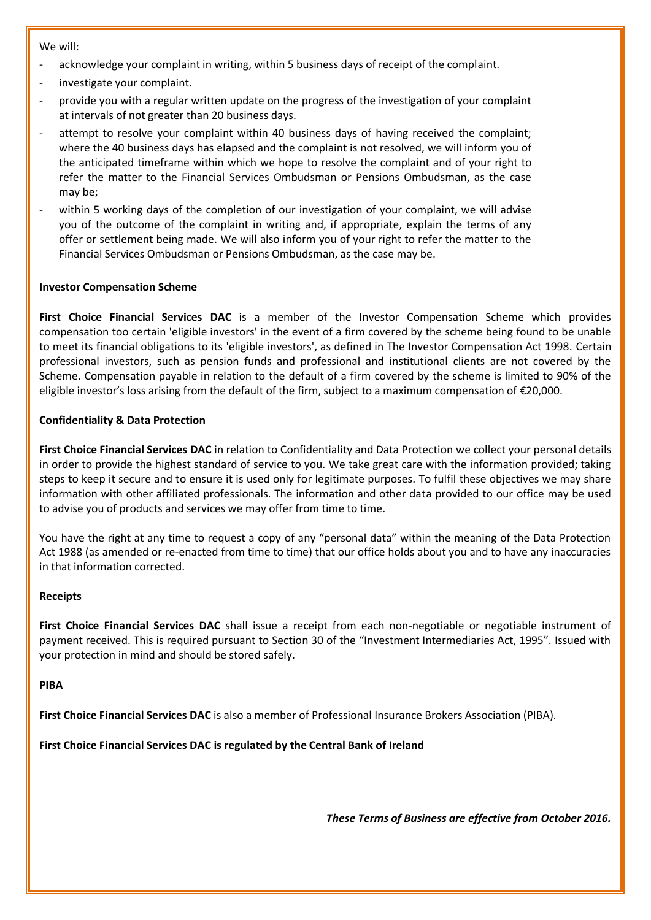We will:

- acknowledge your complaint in writing, within 5 business days of receipt of the complaint.
- investigate your complaint.
- provide you with a regular written update on the progress of the investigation of your complaint at intervals of not greater than 20 business days.
- attempt to resolve your complaint within 40 business days of having received the complaint; where the 40 business days has elapsed and the complaint is not resolved, we will inform you of the anticipated timeframe within which we hope to resolve the complaint and of your right to refer the matter to the Financial Services Ombudsman or Pensions Ombudsman, as the case may be;
- within 5 working days of the completion of our investigation of your complaint, we will advise you of the outcome of the complaint in writing and, if appropriate, explain the terms of any offer or settlement being made. We will also inform you of your right to refer the matter to the Financial Services Ombudsman or Pensions Ombudsman, as the case may be.

**Investor Compensation Scheme**

**First Choice Financial Services DAC** is a member of the Investor Compensation Scheme which provides compensation too certain 'eligible investors' in the event of a firm covered by the scheme being found to be unable to meet its financial obligations to its 'eligible investors', as defined in The Investor Compensation Act 1998. Certain professional investors, such as pension funds and professional and institutional clients are not covered by the Scheme. Compensation payable in relation to the default of a firm covered by the scheme is limited to 90% of the eligible investor's loss arising from the default of the firm, subject to a maximum compensation of €20,000.

**Confidentiality & Data Protection**

**First Choice Financial Services DAC** in relation to Confidentiality and Data Protection we collect your personal details in order to provide the highest standard of service to you. We take great care with the information provided; taking steps to keep it secure and to ensure it is used only for legitimate purposes. To fulfil these objectives we may share information with other affiliated professionals. The information and other data provided to our office may be used to advise you of products and services we may offer from time to time.

You have the right at any time to request a copy of any "personal data" within the meaning of the Data Protection Act 1988 (as amended or re-enacted from time to time) that our office holds about you and to have any inaccuracies in that information corrected.

**Receipts**

**First Choice Financial Services DAC** shall issue a receipt from each non-negotiable or negotiable instrument of payment received. This is required pursuant to Section 30 of the "Investment Intermediaries Act, 1995". Issued with your protection in mind and should be stored safely.

**PIBA**

**First Choice Financial Services DAC** is also a member of Professional Insurance Brokers Association (PIBA).

**First Choice Financial Services DAC is regulated by the Central Bank of Ireland**

***These Terms of Business are effective from October 2016.***